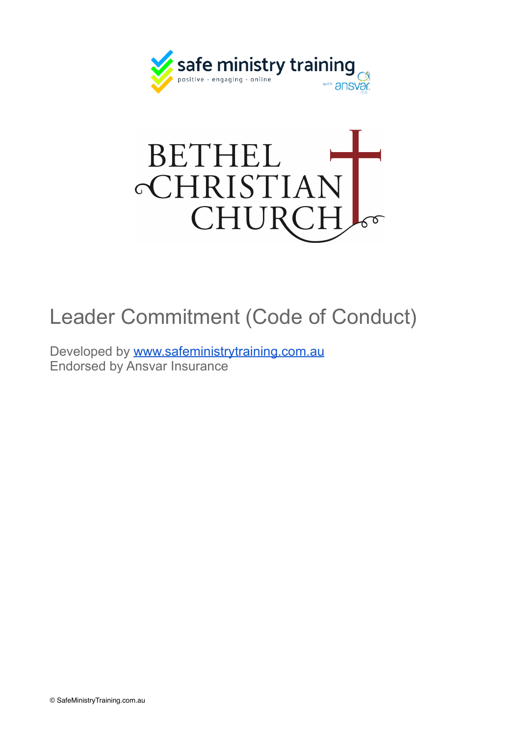safe ministry training

positive - engaging - online

with ansvar

BETHEL CHRISTIAN CHURCH

# Leader Commitment (Code of Conduct)

Developed by [www.safeministrytraining.com.au](http://www.safeministrytraining.com.au)
Endorsed by Ansvar Insurance

© SafeMinistryTraining.com.au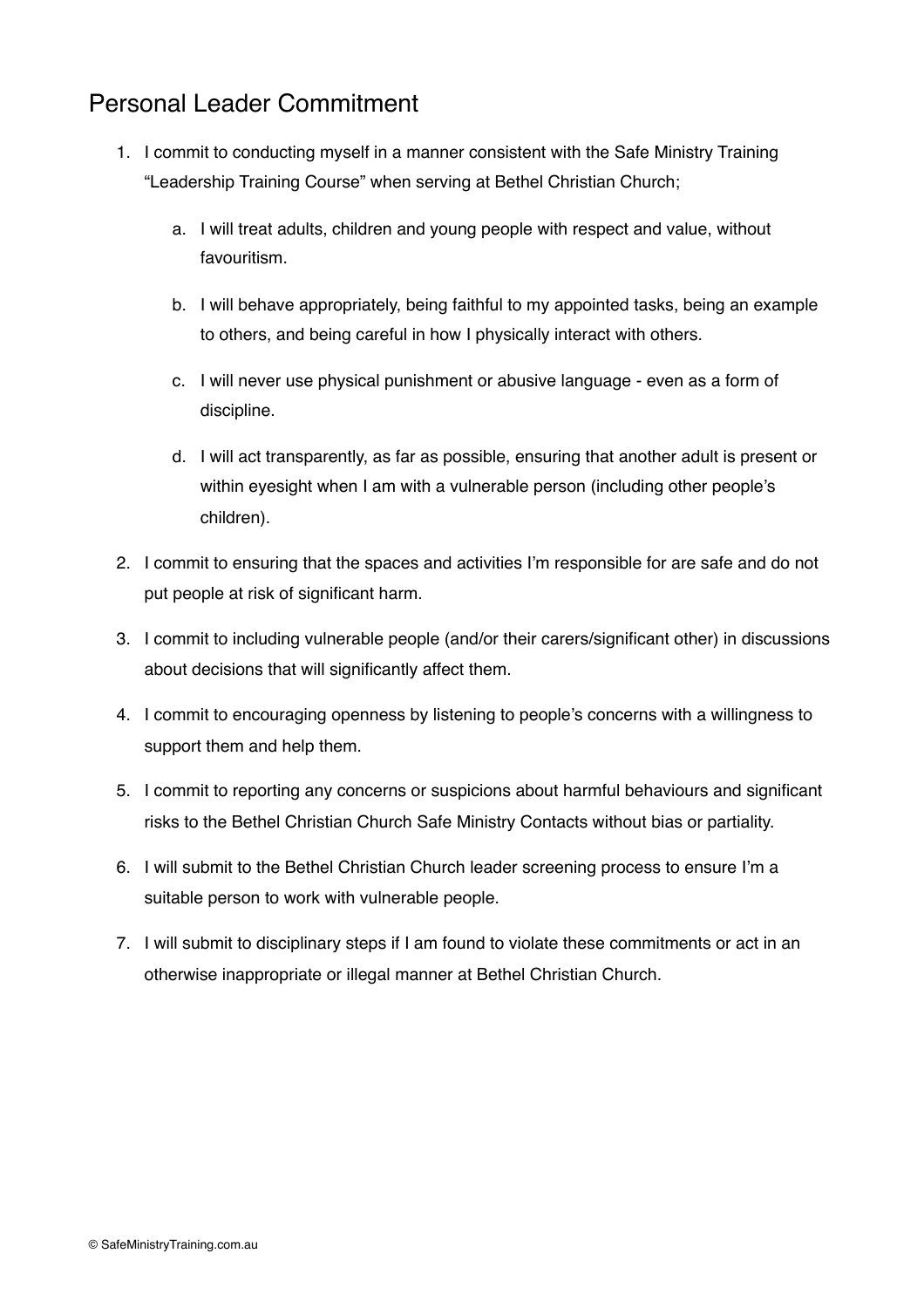## Personal Leader Commitment

1. I commit to conducting myself in a manner consistent with the Safe Ministry Training "Leadership Training Course" when serving at Bethel Christian Church;
    a. I will treat adults, children and young people with respect and value, without favouritism.
    b. I will behave appropriately, being faithful to my appointed tasks, being an example to others, and being careful in how I physically interact with others.
    c. I will never use physical punishment or abusive language - even as a form of discipline.
    d. I will act transparently, as far as possible, ensuring that another adult is present or within eyesight when I am with a vulnerable person (including other people's children).
2. I commit to ensuring that the spaces and activities I'm responsible for are safe and do not put people at risk of significant harm.
3. I commit to including vulnerable people (and/or their carers/significant other) in discussions about decisions that will significantly affect them.
4. I commit to encouraging openness by listening to people's concerns with a willingness to support them and help them.
5. I commit to reporting any concerns or suspicions about harmful behaviours and significant risks to the Bethel Christian Church Safe Ministry Contacts without bias or partiality.
6. I will submit to the Bethel Christian Church leader screening process to ensure I'm a suitable person to work with vulnerable people.
7. I will submit to disciplinary steps if I am found to violate these commitments or act in an otherwise inappropriate or illegal manner at Bethel Christian Church.

© SafeMinistryTraining.com.au